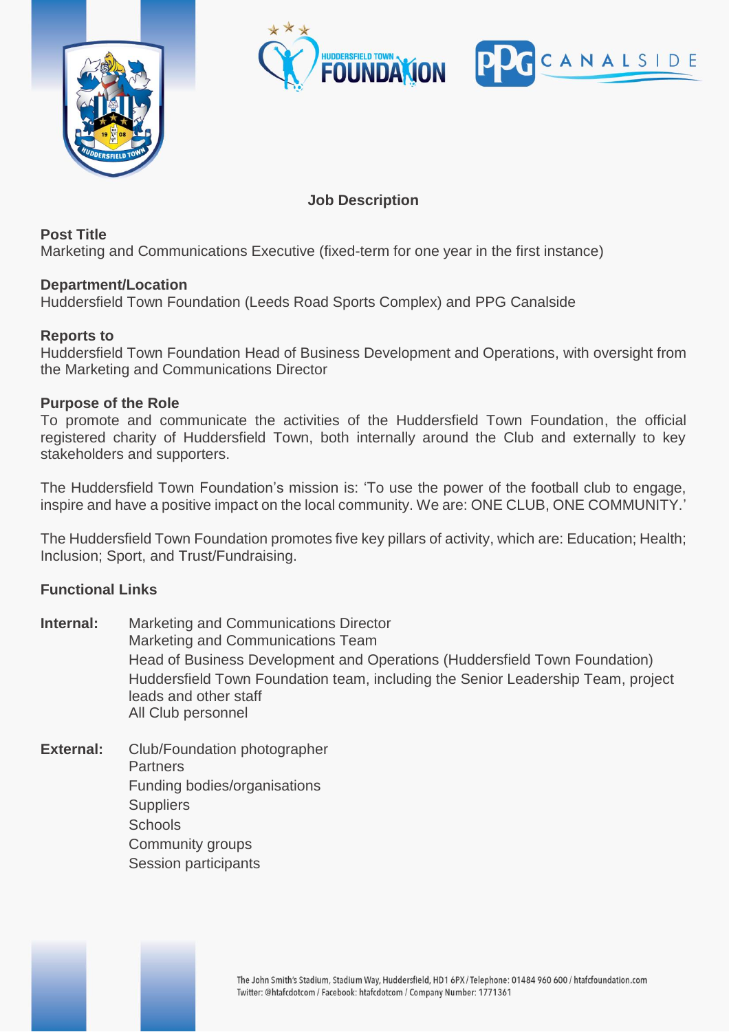# Job Description

**Post Title**
Marketing and Communications Executive (fixed-term for one year in the first instance)

**Department/Location**
Huddersfield Town Foundation (Leeds Road Sports Complex) and PPG Canalside

**Reports to**
Huddersfield Town Foundation Head of Business Development and Operations, with oversight from the Marketing and Communications Director

**Purpose of the Role**
To promote and communicate the activities of the Huddersfield Town Foundation, the official registered charity of Huddersfield Town, both internally around the Club and externally to key stakeholders and supporters.

The Huddersfield Town Foundation's mission is: 'To use the power of the football club to engage, inspire and have a positive impact on the local community. We are: ONE CLUB, ONE COMMUNITY.'

The Huddersfield Town Foundation promotes five key pillars of activity, which are: Education; Health; Inclusion; Sport, and Trust/Fundraising.

**Functional Links**

**Internal:**
- Marketing and Communications Director
- Marketing and Communications Team
- Head of Business Development and Operations (Huddersfield Town Foundation)
- Huddersfield Town Foundation team, including the Senior Leadership Team, project leads and other staff
- All Club personnel

**External:**
- Club/Foundation photographer
- Partners
- Funding bodies/organisations
- Suppliers
- Schools
- Community groups
- Session participants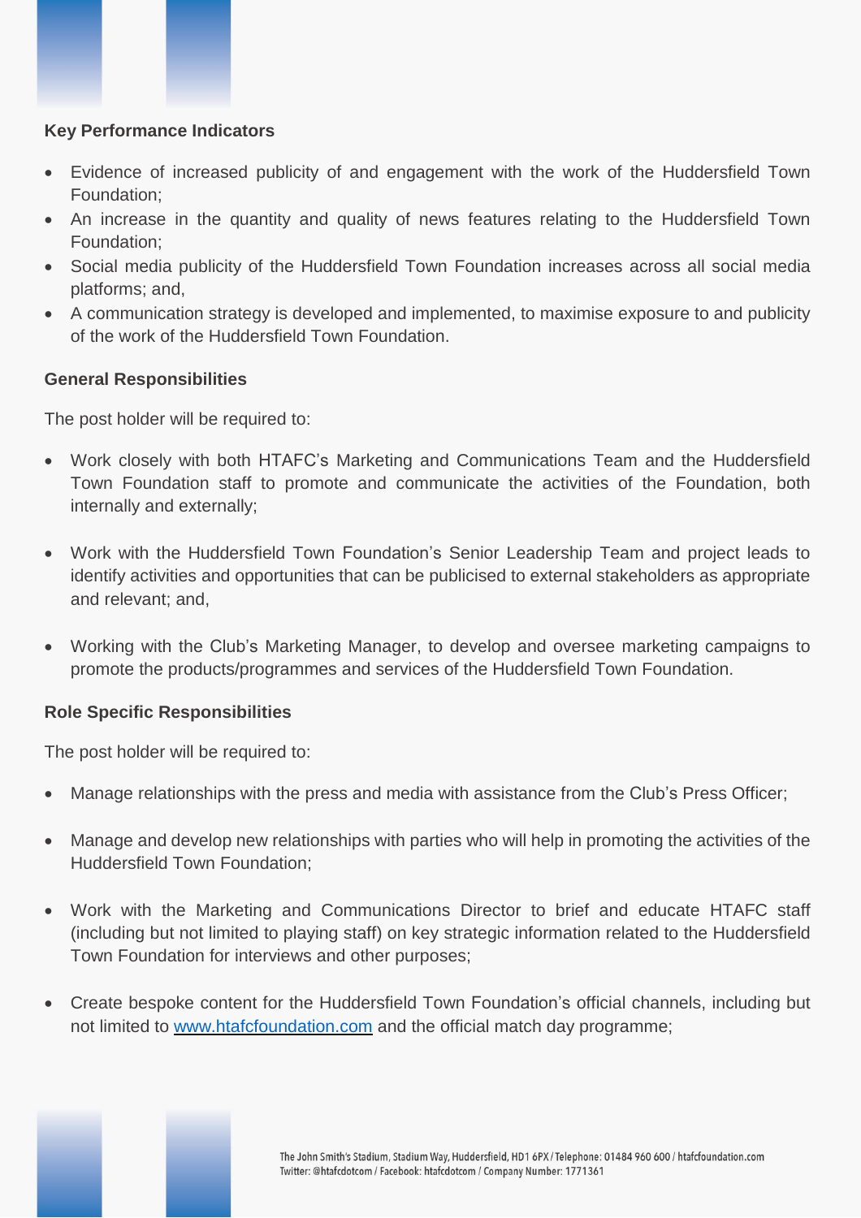**Key Performance Indicators**

- Evidence of increased publicity of and engagement with the work of the Huddersfield Town Foundation;
- An increase in the quantity and quality of news features relating to the Huddersfield Town Foundation;
- Social media publicity of the Huddersfield Town Foundation increases across all social media platforms; and,
- A communication strategy is developed and implemented, to maximise exposure to and publicity of the work of the Huddersfield Town Foundation.

**General Responsibilities**

The post holder will be required to:

- Work closely with both HTAFC's Marketing and Communications Team and the Huddersfield Town Foundation staff to promote and communicate the activities of the Foundation, both internally and externally;
- Work with the Huddersfield Town Foundation's Senior Leadership Team and project leads to identify activities and opportunities that can be publicised to external stakeholders as appropriate and relevant; and,
- Working with the Club's Marketing Manager, to develop and oversee marketing campaigns to promote the products/programmes and services of the Huddersfield Town Foundation.

**Role Specific Responsibilities**

The post holder will be required to:

- Manage relationships with the press and media with assistance from the Club's Press Officer;
- Manage and develop new relationships with parties who will help in promoting the activities of the Huddersfield Town Foundation;
- Work with the Marketing and Communications Director to brief and educate HTAFC staff (including but not limited to playing staff) on key strategic information related to the Huddersfield Town Foundation for interviews and other purposes;
- Create bespoke content for the Huddersfield Town Foundation's official channels, including but not limited to [www.htafcfoundation.com](http://www.htafcfoundation.com) and the official match day programme;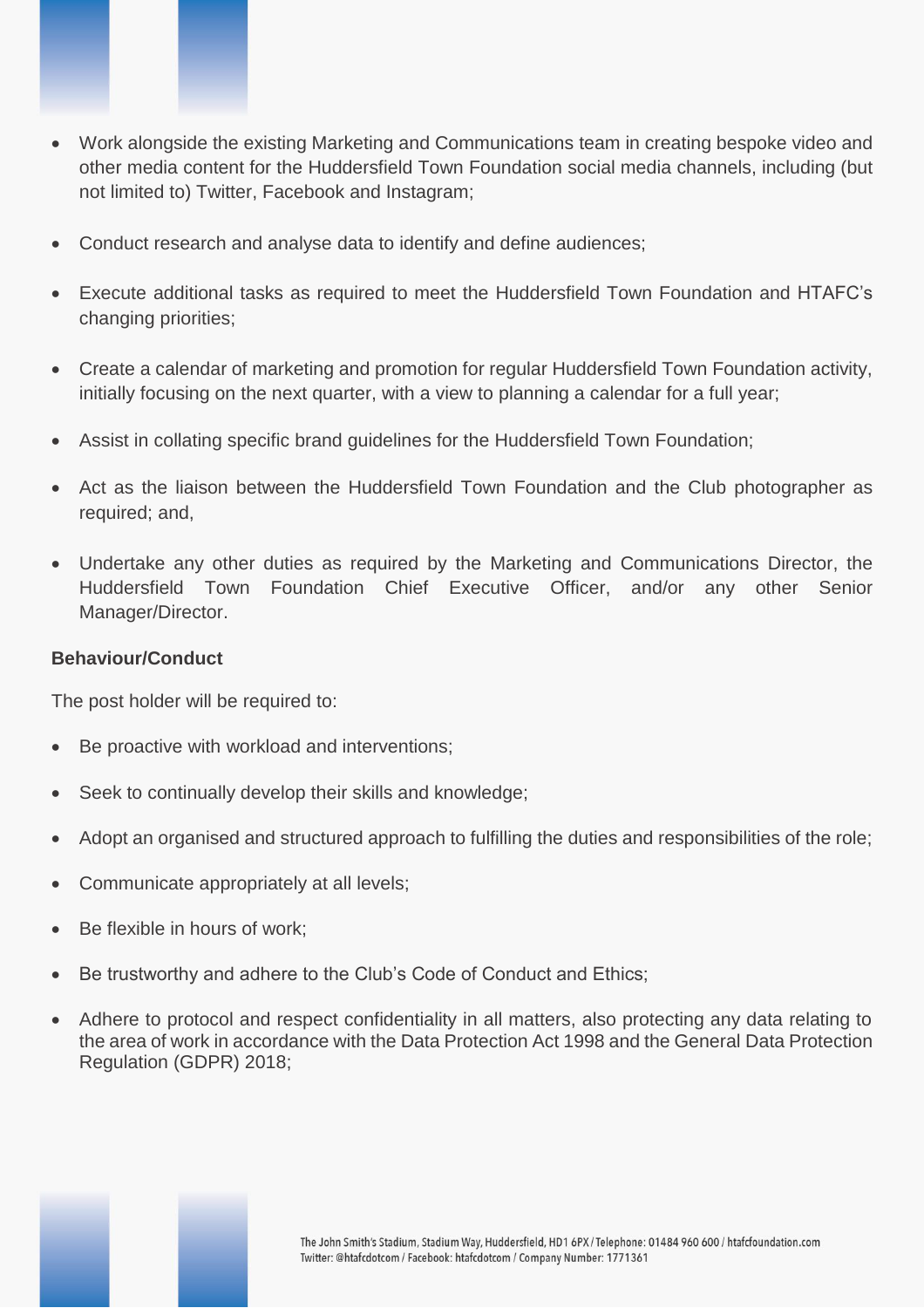- Work alongside the existing Marketing and Communications team in creating bespoke video and other media content for the Huddersfield Town Foundation social media channels, including (but not limited to) Twitter, Facebook and Instagram;

- Conduct research and analyse data to identify and define audiences;

- Execute additional tasks as required to meet the Huddersfield Town Foundation and HTAFC's changing priorities;

- Create a calendar of marketing and promotion for regular Huddersfield Town Foundation activity, initially focusing on the next quarter, with a view to planning a calendar for a full year;

- Assist in collating specific brand guidelines for the Huddersfield Town Foundation;

- Act as the liaison between the Huddersfield Town Foundation and the Club photographer as required; and,

- Undertake any other duties as required by the Marketing and Communications Director, the Huddersfield Town Foundation Chief Executive Officer, and/or any other Senior Manager/Director.

**Behaviour/Conduct**

The post holder will be required to:

- Be proactive with workload and interventions;

- Seek to continually develop their skills and knowledge;

- Adopt an organised and structured approach to fulfilling the duties and responsibilities of the role;

- Communicate appropriately at all levels;

- Be flexible in hours of work;

- Be trustworthy and adhere to the Club's Code of Conduct and Ethics;

- Adhere to protocol and respect confidentiality in all matters, also protecting any data relating to the area of work in accordance with the Data Protection Act 1998 and the General Data Protection Regulation (GDPR) 2018;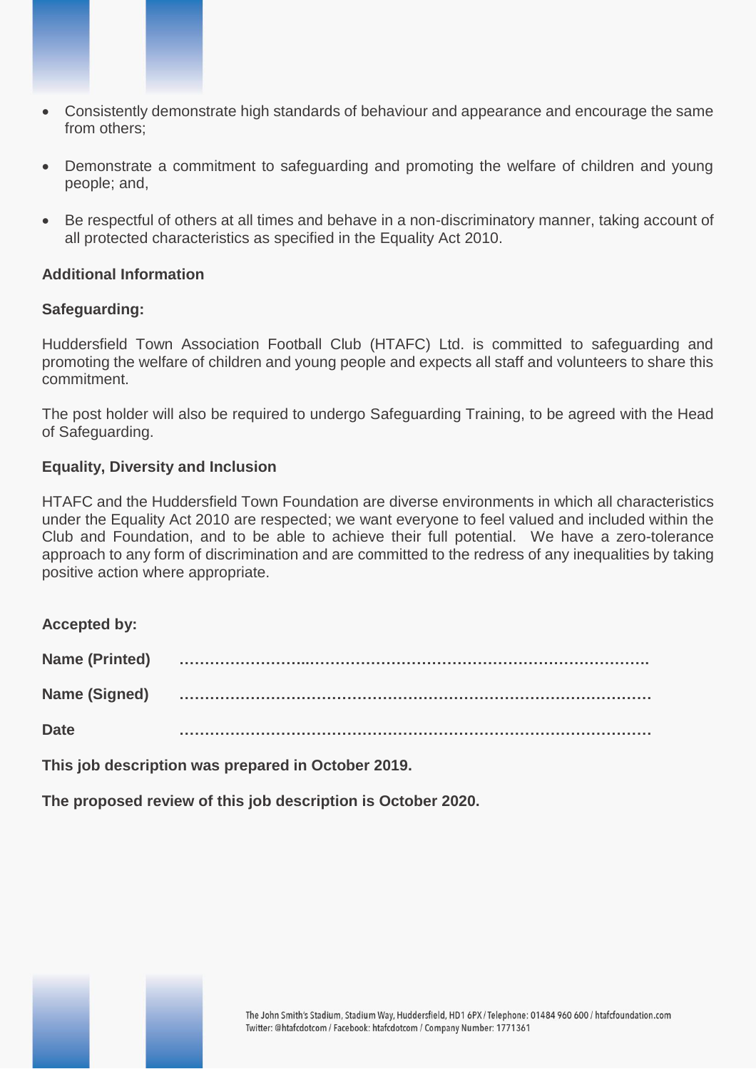- Consistently demonstrate high standards of behaviour and appearance and encourage the same from others;

- Demonstrate a commitment to safeguarding and promoting the welfare of children and young people; and,

- Be respectful of others at all times and behave in a non-discriminatory manner, taking account of all protected characteristics as specified in the Equality Act 2010.

**Additional Information**

**Safeguarding:**

Huddersfield Town Association Football Club (HTAFC) Ltd. is committed to safeguarding and promoting the welfare of children and young people and expects all staff and volunteers to share this commitment.

The post holder will also be required to undergo Safeguarding Training, to be agreed with the Head of Safeguarding.

**Equality, Diversity and Inclusion**

HTAFC and the Huddersfield Town Foundation are diverse environments in which all characteristics under the Equality Act 2010 are respected; we want everyone to feel valued and included within the Club and Foundation, and to be able to achieve their full potential. We have a zero-tolerance approach to any form of discrimination and are committed to the redress of any inequalities by taking positive action where appropriate.

**Accepted by:**

**Name (Printed)** ………………………………………………………………………………

**Name (Signed)** ………………………………………………………………………………

**Date** ………………………………………………………………………………

**This job description was prepared in October 2019.**

**The proposed review of this job description is October 2020.**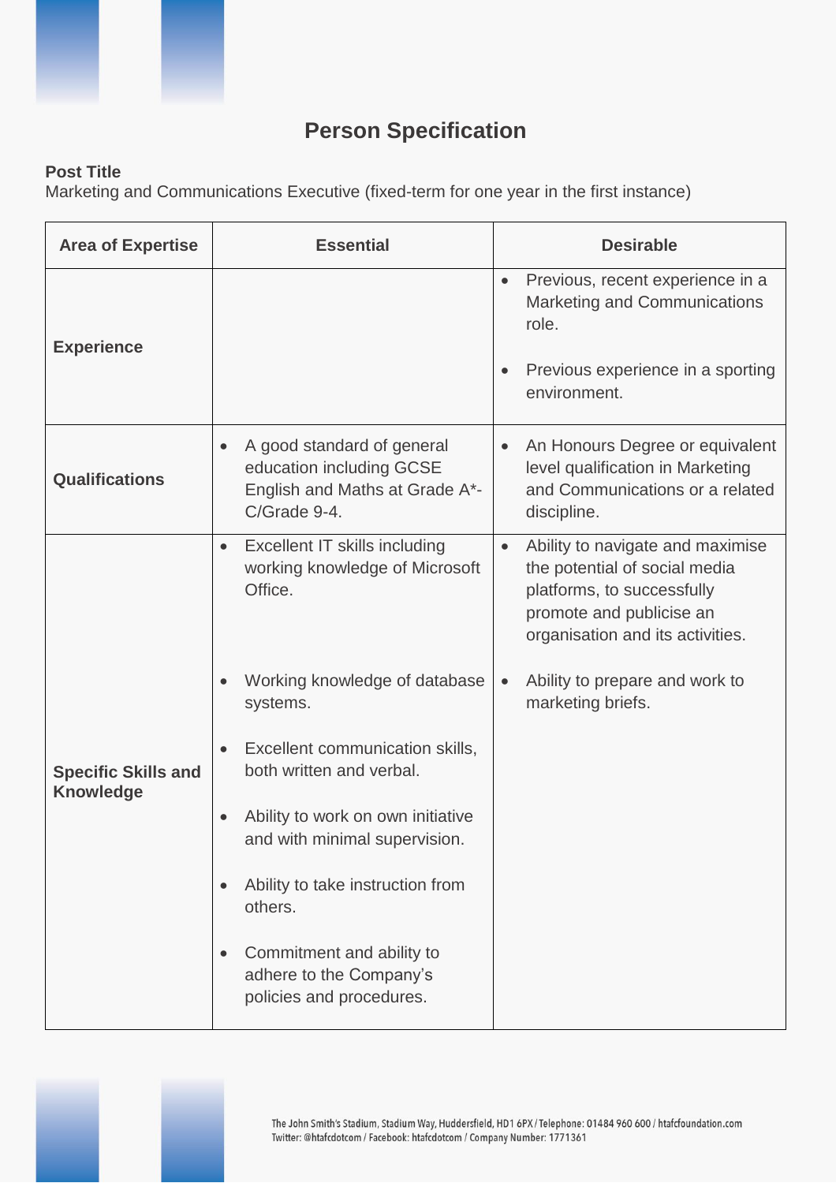# Person Specification

**Post Title**
Marketing and Communications Executive (fixed-term for one year in the first instance)

| Area of Expertise | Essential | Desirable |
| --- | --- | --- |
| **Experience** | | • Previous, recent experience in a Marketing and Communications role.<br><br>• Previous experience in a sporting environment. |
| **Qualifications** | • A good standard of general education including GCSE English and Maths at Grade A*-C/Grade 9-4. | • An Honours Degree or equivalent level qualification in Marketing and Communications or a related discipline. |
| **Specific Skills and Knowledge** | • Excellent IT skills including working knowledge of Microsoft Office.<br><br>• Working knowledge of database systems.<br><br>• Excellent communication skills, both written and verbal.<br><br>• Ability to work on own initiative and with minimal supervision.<br><br>• Ability to take instruction from others.<br><br>• Commitment and ability to adhere to the Company's policies and procedures. | • Ability to navigate and maximise the potential of social media platforms, to successfully promote and publicise an organisation and its activities.<br><br>• Ability to prepare and work to marketing briefs. |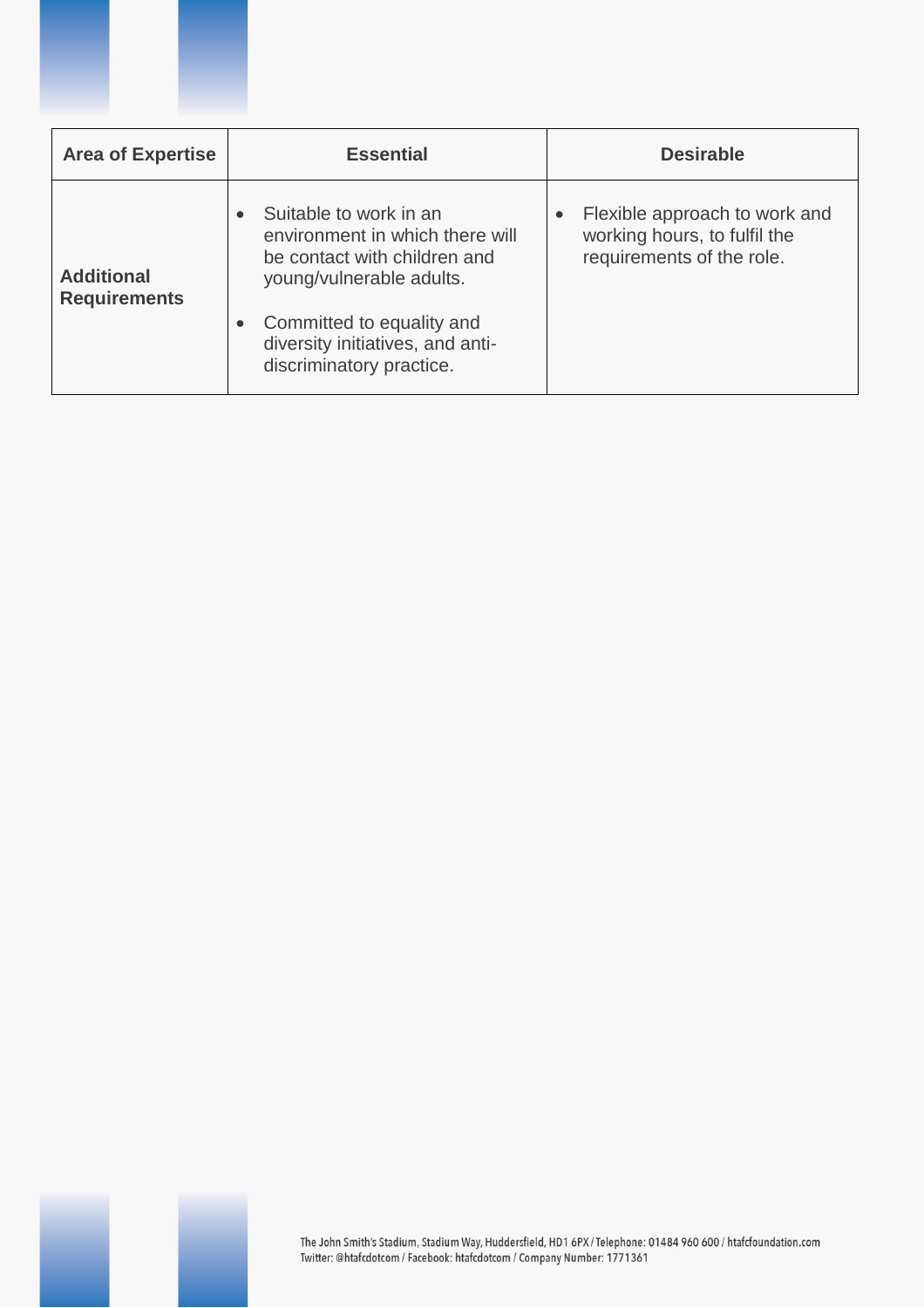| Area of Expertise | Essential | Desirable |
|---|---|---|
| **Additional Requirements** | • Suitable to work in an environment in which there will be contact with children and young/vulnerable adults.<br>• Committed to equality and diversity initiatives, and anti-discriminatory practice. | • Flexible approach to work and working hours, to fulfil the requirements of the role. |